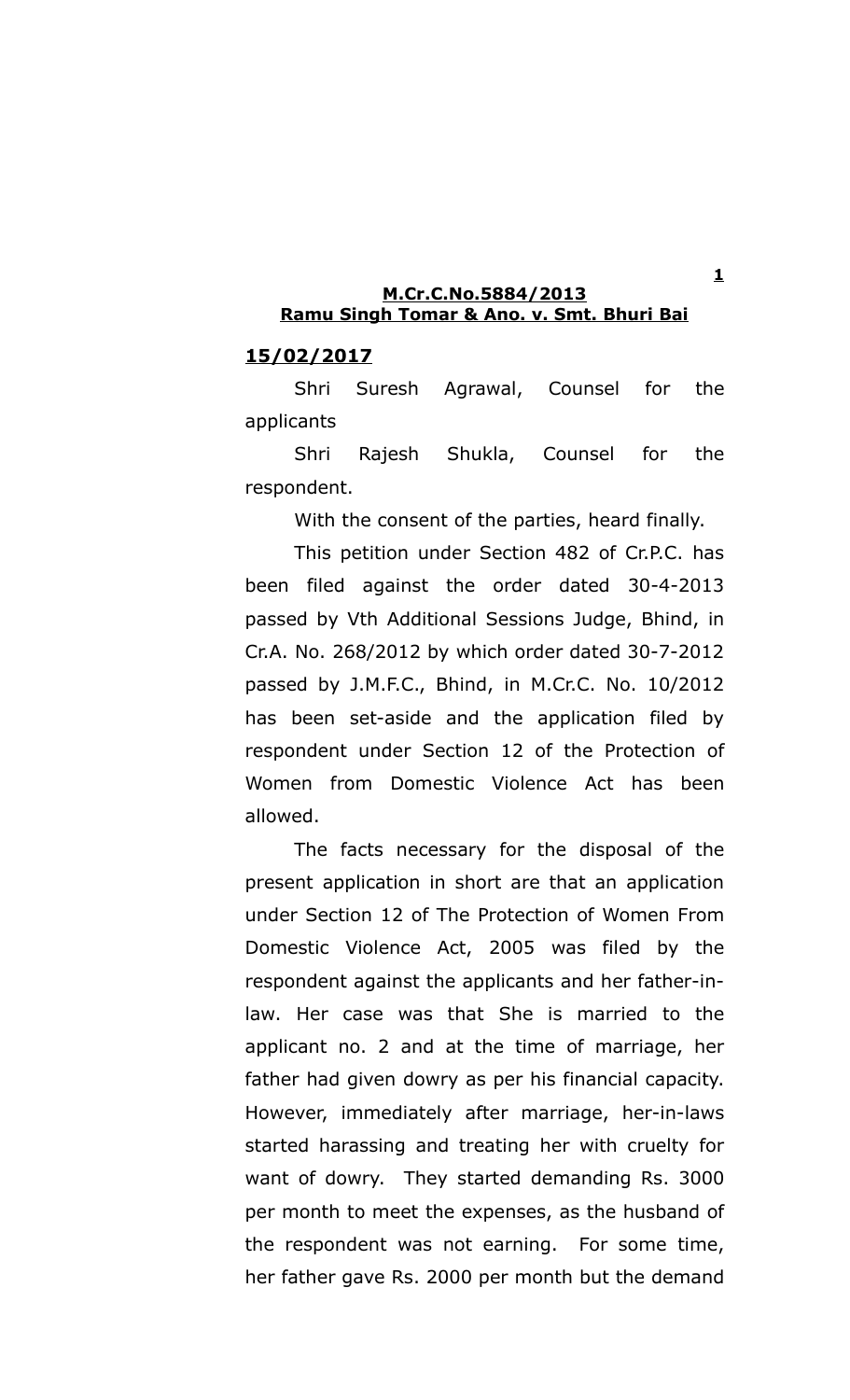**M.Cr.C.No.5884/2013**
**Ramu Singh Tomar & Ano. v. Smt. Bhuri Bai**

**15/02/2017**

Shri Suresh Agrawal, Counsel for the applicants

Shri Rajesh Shukla, Counsel for the respondent.

With the consent of the parties, heard finally.

This petition under Section 482 of Cr.P.C. has been filed against the order dated 30-4-2013 passed by Vth Additional Sessions Judge, Bhind, in Cr.A. No. 268/2012 by which order dated 30-7-2012 passed by J.M.F.C., Bhind, in M.Cr.C. No. 10/2012 has been set-aside and the application filed by respondent under Section 12 of the Protection of Women from Domestic Violence Act has been allowed.

The facts necessary for the disposal of the present application in short are that an application under Section 12 of The Protection of Women From Domestic Violence Act, 2005 was filed by the respondent against the applicants and her father-in-law. Her case was that She is married to the applicant no. 2 and at the time of marriage, her father had given dowry as per his financial capacity. However, immediately after marriage, her-in-laws started harassing and treating her with cruelty for want of dowry. They started demanding Rs. 3000 per month to meet the expenses, as the husband of the respondent was not earning. For some time, her father gave Rs. 2000 per month but the demand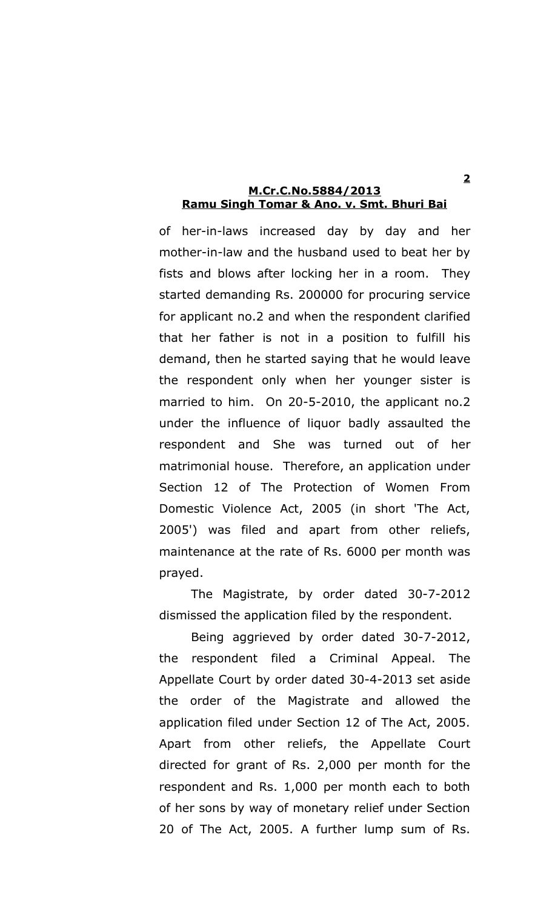of her-in-laws increased day by day and her mother-in-law and the husband used to beat her by fists and blows after locking her in a room. They started demanding Rs. 200000 for procuring service for applicant no.2 and when the respondent clarified that her father is not in a position to fulfill his demand, then he started saying that he would leave the respondent only when her younger sister is married to him. On 20-5-2010, the applicant no.2 under the influence of liquor badly assaulted the respondent and She was turned out of her matrimonial house. Therefore, an application under Section 12 of The Protection of Women From Domestic Violence Act, 2005 (in short 'The Act, 2005') was filed and apart from other reliefs, maintenance at the rate of Rs. 6000 per month was prayed.

The Magistrate, by order dated 30-7-2012 dismissed the application filed by the respondent.

Being aggrieved by order dated 30-7-2012, the respondent filed a Criminal Appeal. The Appellate Court by order dated 30-4-2013 set aside the order of the Magistrate and allowed the application filed under Section 12 of The Act, 2005. Apart from other reliefs, the Appellate Court directed for grant of Rs. 2,000 per month for the respondent and Rs. 1,000 per month each to both of her sons by way of monetary relief under Section 20 of The Act, 2005. A further lump sum of Rs.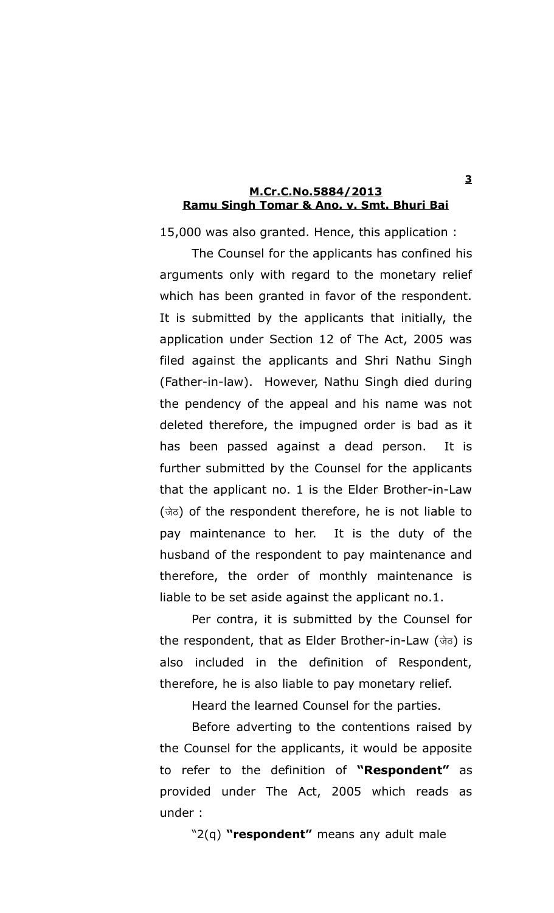15,000 was also granted. Hence, this application :

The Counsel for the applicants has confined his arguments only with regard to the monetary relief which has been granted in favor of the respondent. It is submitted by the applicants that initially, the application under Section 12 of The Act, 2005 was filed against the applicants and Shri Nathu Singh (Father-in-law). However, Nathu Singh died during the pendency of the appeal and his name was not deleted therefore, the impugned order is bad as it has been passed against a dead person. It is further submitted by the Counsel for the applicants that the applicant no. 1 is the Elder Brother-in-Law (जेठ) of the respondent therefore, he is not liable to pay maintenance to her. It is the duty of the husband of the respondent to pay maintenance and therefore, the order of monthly maintenance is liable to be set aside against the applicant no.1.

Per contra, it is submitted by the Counsel for the respondent, that as Elder Brother-in-Law (जेठ) is also included in the definition of Respondent, therefore, he is also liable to pay monetary relief.

Heard the learned Counsel for the parties.

Before adverting to the contentions raised by the Counsel for the applicants, it would be apposite to refer to the definition of **"Respondent"** as provided under The Act, 2005 which reads as under :

"2(q) **"respondent"** means any adult male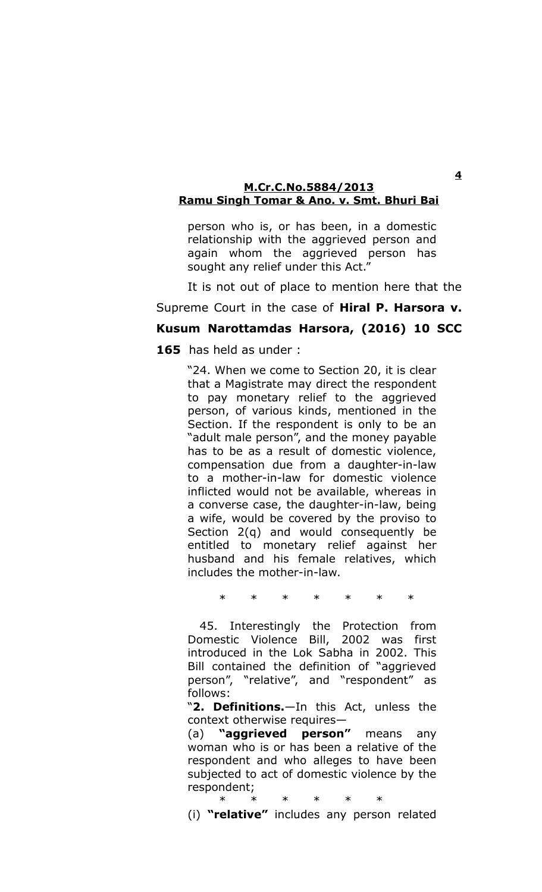person who is, or has been, in a domestic relationship with the aggrieved person and again whom the aggrieved person has sought any relief under this Act."

It is not out of place to mention here that the Supreme Court in the case of **Hiral P. Harsora v. Kusum Narottamdas Harsora, (2016) 10 SCC 165** has held as under :

> "24. When we come to Section 20, it is clear that a Magistrate may direct the respondent to pay monetary relief to the aggrieved person, of various kinds, mentioned in the Section. If the respondent is only to be an "adult male person", and the money payable has to be as a result of domestic violence, compensation due from a daughter-in-law to a mother-in-law for domestic violence inflicted would not be available, whereas in a converse case, the daughter-in-law, being a wife, would be covered by the proviso to Section 2(q) and would consequently be entitled to monetary relief against her husband and his female relatives, which includes the mother-in-law.
>
> \* \* \* \* \* \* \*
>
> 45. Interestingly the Protection from Domestic Violence Bill, 2002 was first introduced in the Lok Sabha in 2002. This Bill contained the definition of "aggrieved person", "relative", and "respondent" as follows:
>
> "**2. Definitions.**—In this Act, unless the context otherwise requires—
>
> (a) **"aggrieved person"** means any woman who is or has been a relative of the respondent and who alleges to have been subjected to act of domestic violence by the respondent;
>
> \* \* \* \* \* \*
>
> (i) **"relative"** includes any person related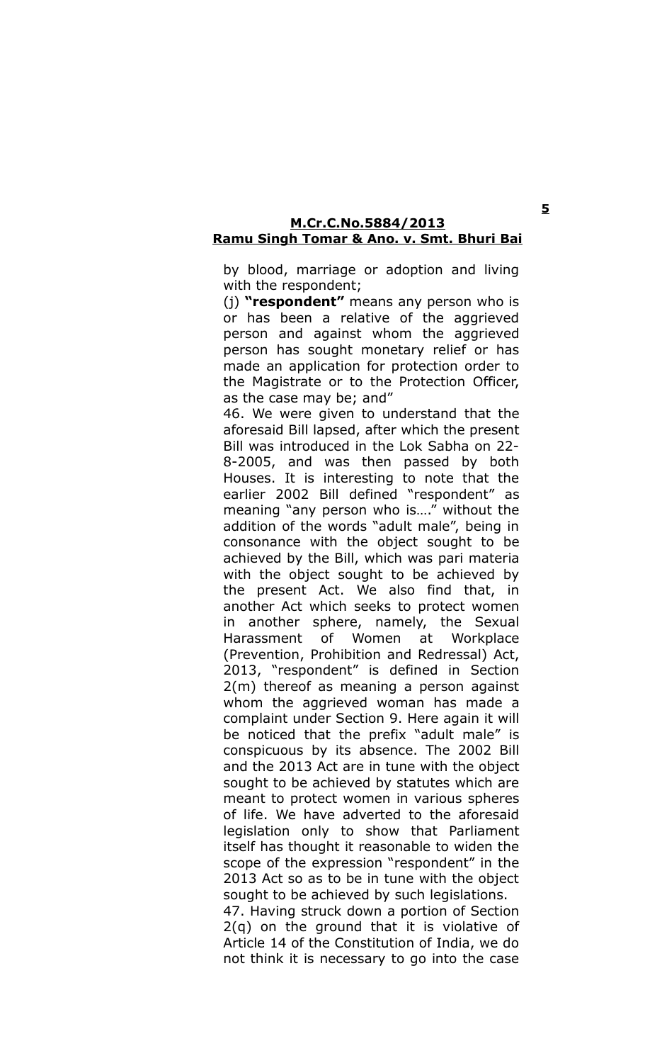by blood, marriage or adoption and living with the respondent;

(j) **"respondent"** means any person who is or has been a relative of the aggrieved person and against whom the aggrieved person has sought monetary relief or has made an application for protection order to the Magistrate or to the Protection Officer, as the case may be; and"

46. We were given to understand that the aforesaid Bill lapsed, after which the present Bill was introduced in the Lok Sabha on 22-8-2005, and was then passed by both Houses. It is interesting to note that the earlier 2002 Bill defined "respondent" as meaning "any person who is…." without the addition of the words "adult male", being in consonance with the object sought to be achieved by the Bill, which was pari materia with the object sought to be achieved by the present Act. We also find that, in another Act which seeks to protect women in another sphere, namely, the Sexual Harassment of Women at Workplace (Prevention, Prohibition and Redressal) Act, 2013, "respondent" is defined in Section 2(m) thereof as meaning a person against whom the aggrieved woman has made a complaint under Section 9. Here again it will be noticed that the prefix "adult male" is conspicuous by its absence. The 2002 Bill and the 2013 Act are in tune with the object sought to be achieved by statutes which are meant to protect women in various spheres of life. We have adverted to the aforesaid legislation only to show that Parliament itself has thought it reasonable to widen the scope of the expression "respondent" in the 2013 Act so as to be in tune with the object sought to be achieved by such legislations.

47. Having struck down a portion of Section 2(q) on the ground that it is violative of Article 14 of the Constitution of India, we do not think it is necessary to go into the case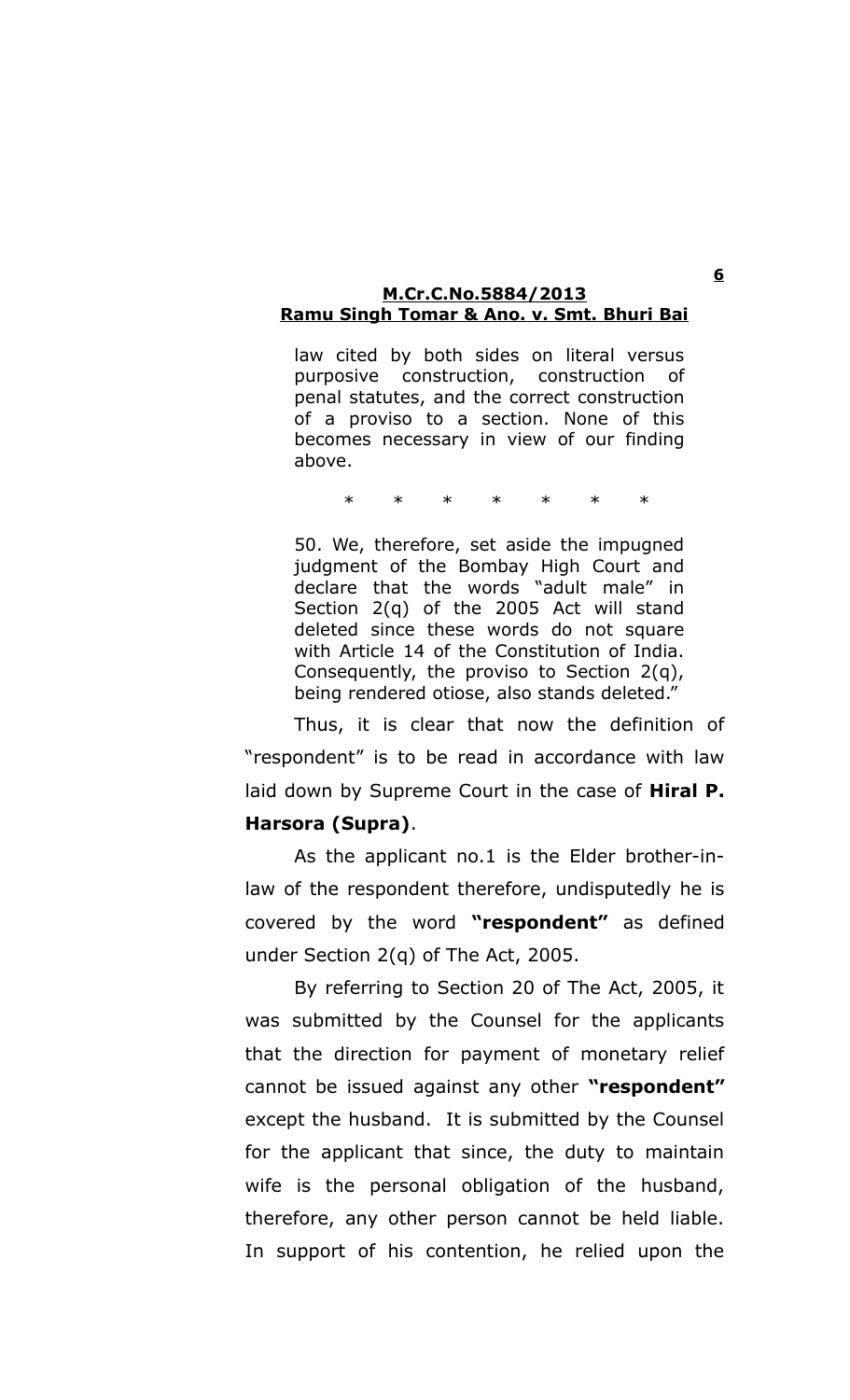> law cited by both sides on literal versus purposive construction, construction of penal statutes, and the correct construction of a proviso to a section. None of this becomes necessary in view of our finding above.
>
> \* \* \* \* \* \* \*
>
> 50. We, therefore, set aside the impugned judgment of the Bombay High Court and declare that the words "adult male" in Section 2(q) of the 2005 Act will stand deleted since these words do not square with Article 14 of the Constitution of India. Consequently, the proviso to Section 2(q), being rendered otiose, also stands deleted."

Thus, it is clear that now the definition of "respondent" is to be read in accordance with law laid down by Supreme Court in the case of **Hiral P. Harsora (Supra)**.

As the applicant no.1 is the Elder brother-in-law of the respondent therefore, undisputedly he is covered by the word **"respondent"** as defined under Section 2(q) of The Act, 2005.

By referring to Section 20 of The Act, 2005, it was submitted by the Counsel for the applicants that the direction for payment of monetary relief cannot be issued against any other **"respondent"** except the husband. It is submitted by the Counsel for the applicant that since, the duty to maintain wife is the personal obligation of the husband, therefore, any other person cannot be held liable. In support of his contention, he relied upon the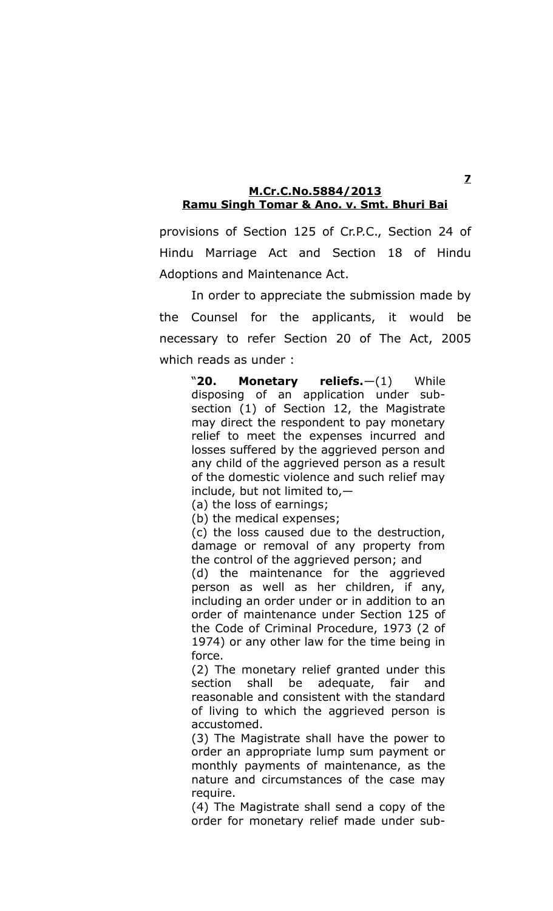provisions of Section 125 of Cr.P.C., Section 24 of Hindu Marriage Act and Section 18 of Hindu Adoptions and Maintenance Act.

In order to appreciate the submission made by the Counsel for the applicants, it would be necessary to refer Section 20 of The Act, 2005 which reads as under :

> "**20. Monetary reliefs.**—(1) While disposing of an application under sub-section (1) of Section 12, the Magistrate may direct the respondent to pay monetary relief to meet the expenses incurred and losses suffered by the aggrieved person and any child of the aggrieved person as a result of the domestic violence and such relief may include, but not limited to,—
>
> (a) the loss of earnings;
>
> (b) the medical expenses;
>
> (c) the loss caused due to the destruction, damage or removal of any property from the control of the aggrieved person; and
>
> (d) the maintenance for the aggrieved person as well as her children, if any, including an order under or in addition to an order of maintenance under Section 125 of the Code of Criminal Procedure, 1973 (2 of 1974) or any other law for the time being in force.
>
> (2) The monetary relief granted under this section shall be adequate, fair and reasonable and consistent with the standard of living to which the aggrieved person is accustomed.
>
> (3) The Magistrate shall have the power to order an appropriate lump sum payment or monthly payments of maintenance, as the nature and circumstances of the case may require.
>
> (4) The Magistrate shall send a copy of the order for monetary relief made under sub-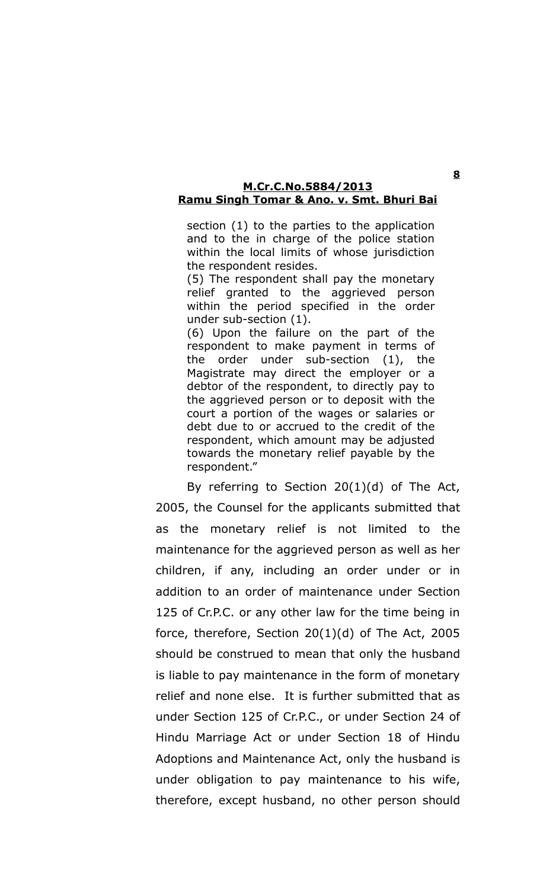section (1) to the parties to the application and to the in charge of the police station within the local limits of whose jurisdiction the respondent resides.

(5) The respondent shall pay the monetary relief granted to the aggrieved person within the period specified in the order under sub-section (1).

(6) Upon the failure on the part of the respondent to make payment in terms of the order under sub-section (1), the Magistrate may direct the employer or a debtor of the respondent, to directly pay to the aggrieved person or to deposit with the court a portion of the wages or salaries or debt due to or accrued to the credit of the respondent, which amount may be adjusted towards the monetary relief payable by the respondent."

By referring to Section 20(1)(d) of The Act, 2005, the Counsel for the applicants submitted that as the monetary relief is not limited to the maintenance for the aggrieved person as well as her children, if any, including an order under or in addition to an order of maintenance under Section 125 of Cr.P.C. or any other law for the time being in force, therefore, Section 20(1)(d) of The Act, 2005 should be construed to mean that only the husband is liable to pay maintenance in the form of monetary relief and none else. It is further submitted that as under Section 125 of Cr.P.C., or under Section 24 of Hindu Marriage Act or under Section 18 of Hindu Adoptions and Maintenance Act, only the husband is under obligation to pay maintenance to his wife, therefore, except husband, no other person should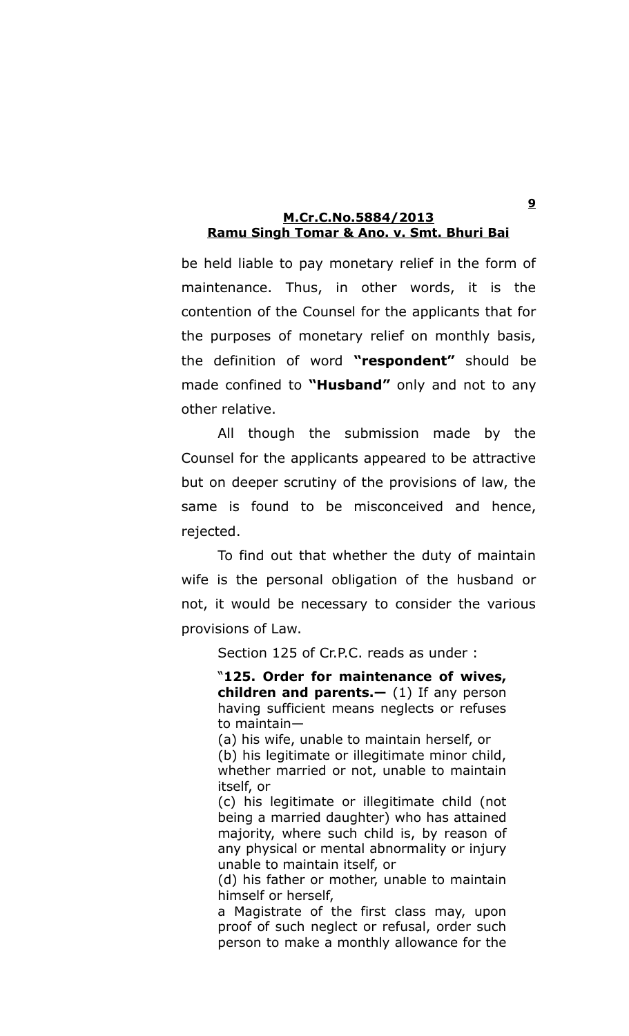be held liable to pay monetary relief in the form of maintenance. Thus, in other words, it is the contention of the Counsel for the applicants that for the purposes of monetary relief on monthly basis, the definition of word **"respondent"** should be made confined to **"Husband"** only and not to any other relative.

All though the submission made by the Counsel for the applicants appeared to be attractive but on deeper scrutiny of the provisions of law, the same is found to be misconceived and hence, rejected.

To find out that whether the duty of maintain wife is the personal obligation of the husband or not, it would be necessary to consider the various provisions of Law.

Section 125 of Cr.P.C. reads as under :

> "**125. Order for maintenance of wives, children and parents.—** (1) If any person having sufficient means neglects or refuses to maintain—
>
> (a) his wife, unable to maintain herself, or
>
> (b) his legitimate or illegitimate minor child, whether married or not, unable to maintain itself, or
>
> (c) his legitimate or illegitimate child (not being a married daughter) who has attained majority, where such child is, by reason of any physical or mental abnormality or injury unable to maintain itself, or
>
> (d) his father or mother, unable to maintain himself or herself,
>
> a Magistrate of the first class may, upon proof of such neglect or refusal, order such person to make a monthly allowance for the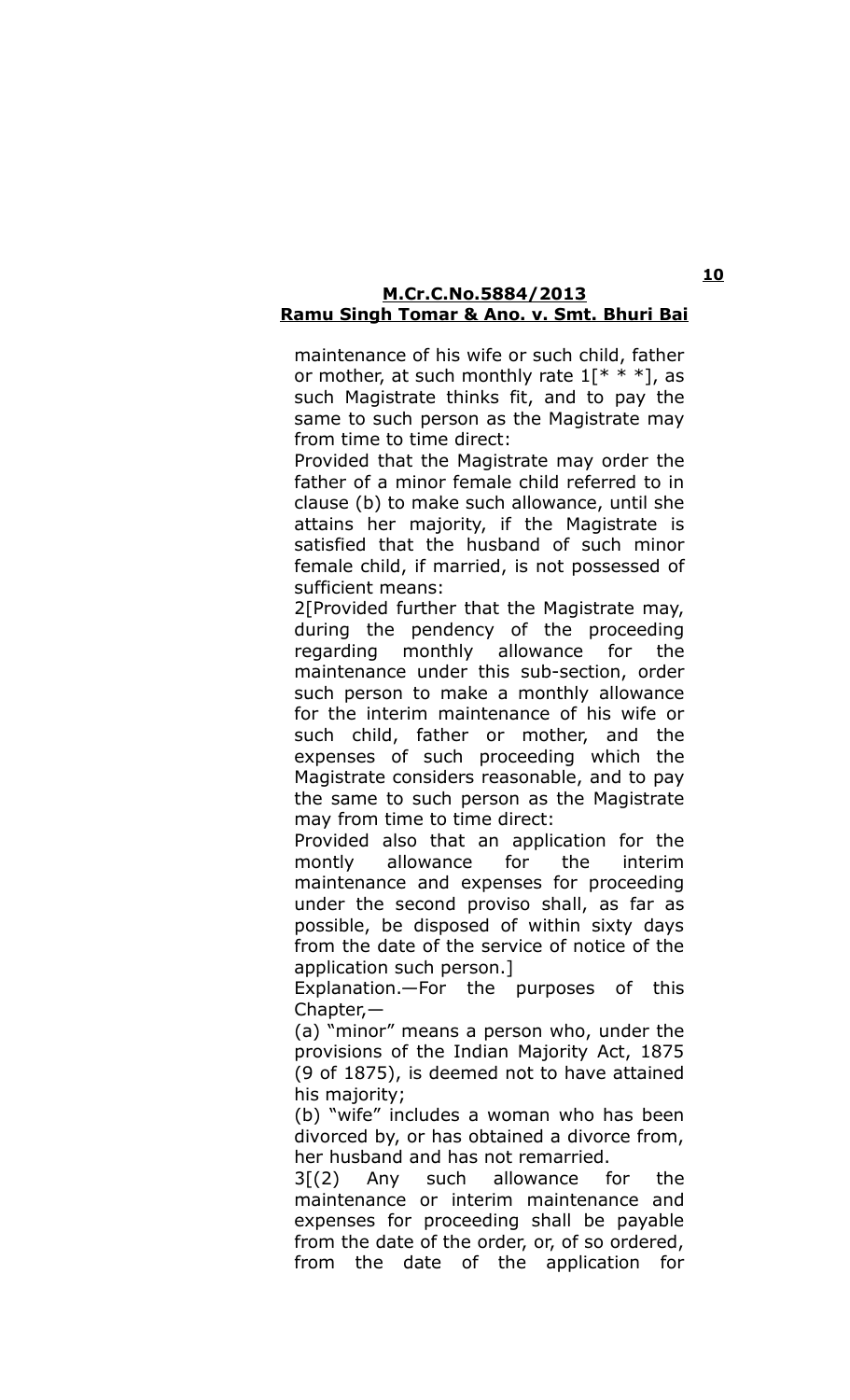maintenance of his wife or such child, father or mother, at such monthly rate 1[* * *], as such Magistrate thinks fit, and to pay the same to such person as the Magistrate may from time to time direct:

Provided that the Magistrate may order the father of a minor female child referred to in clause (b) to make such allowance, until she attains her majority, if the Magistrate is satisfied that the husband of such minor female child, if married, is not possessed of sufficient means:

2[Provided further that the Magistrate may, during the pendency of the proceeding regarding monthly allowance for the maintenance under this sub-section, order such person to make a monthly allowance for the interim maintenance of his wife or such child, father or mother, and the expenses of such proceeding which the Magistrate considers reasonable, and to pay the same to such person as the Magistrate may from time to time direct:

Provided also that an application for the montly allowance for the interim maintenance and expenses for proceeding under the second proviso shall, as far as possible, be disposed of within sixty days from the date of the service of notice of the application such person.]

Explanation.—For the purposes of this Chapter,—

(a) "minor" means a person who, under the provisions of the Indian Majority Act, 1875 (9 of 1875), is deemed not to have attained his majority;

(b) "wife" includes a woman who has been divorced by, or has obtained a divorce from, her husband and has not remarried.

3[(2) Any such allowance for the maintenance or interim maintenance and expenses for proceeding shall be payable from the date of the order, or, of so ordered, from the date of the application for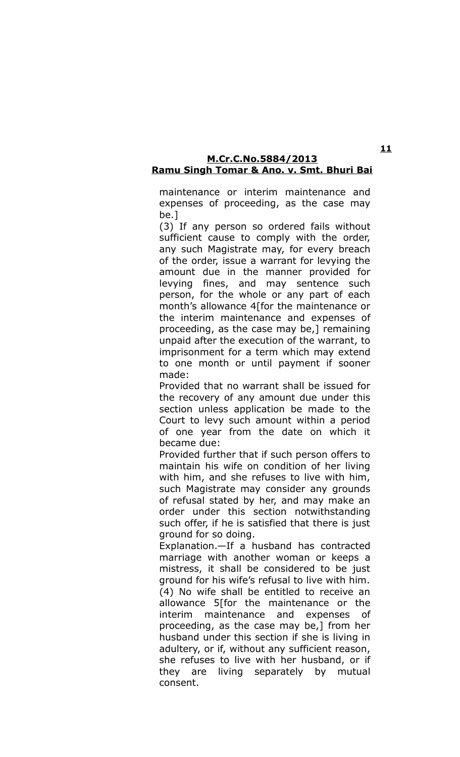maintenance or interim maintenance and expenses of proceeding, as the case may be.]

(3) If any person so ordered fails without sufficient cause to comply with the order, any such Magistrate may, for every breach of the order, issue a warrant for levying the amount due in the manner provided for levying fines, and may sentence such person, for the whole or any part of each month's allowance 4[for the maintenance or the interim maintenance and expenses of proceeding, as the case may be,] remaining unpaid after the execution of the warrant, to imprisonment for a term which may extend to one month or until payment if sooner made:

Provided that no warrant shall be issued for the recovery of any amount due under this section unless application be made to the Court to levy such amount within a period of one year from the date on which it became due:

Provided further that if such person offers to maintain his wife on condition of her living with him, and she refuses to live with him, such Magistrate may consider any grounds of refusal stated by her, and may make an order under this section notwithstanding such offer, if he is satisfied that there is just ground for so doing.

Explanation.—If a husband has contracted marriage with another woman or keeps a mistress, it shall be considered to be just ground for his wife's refusal to live with him.

(4) No wife shall be entitled to receive an allowance 5[for the maintenance or the interim maintenance and expenses of proceeding, as the case may be,] from her husband under this section if she is living in adultery, or if, without any sufficient reason, she refuses to live with her husband, or if they are living separately by mutual consent.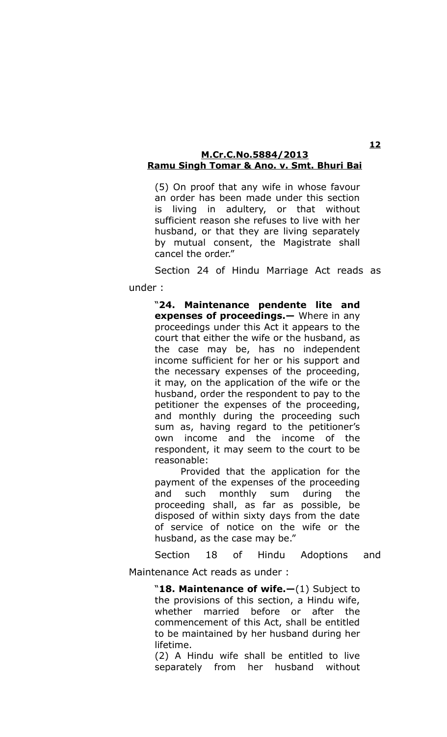> (5) On proof that any wife in whose favour an order has been made under this section is living in adultery, or that without sufficient reason she refuses to live with her husband, or that they are living separately by mutual consent, the Magistrate shall cancel the order."

Section 24 of Hindu Marriage Act reads as under :

> "**24. Maintenance pendente lite and expenses of proceedings.—** Where in any proceedings under this Act it appears to the court that either the wife or the husband, as the case may be, has no independent income sufficient for her or his support and the necessary expenses of the proceeding, it may, on the application of the wife or the husband, order the respondent to pay to the petitioner the expenses of the proceeding, and monthly during the proceeding such sum as, having regard to the petitioner's own income and the income of the respondent, it may seem to the court to be reasonable:
>
> Provided that the application for the payment of the expenses of the proceeding and such monthly sum during the proceeding shall, as far as possible, be disposed of within sixty days from the date of service of notice on the wife or the husband, as the case may be."

Section 18 of Hindu Adoptions and Maintenance Act reads as under :

> "**18. Maintenance of wife.—**(1) Subject to the provisions of this section, a Hindu wife, whether married before or after the commencement of this Act, shall be entitled to be maintained by her husband during her lifetime.
>
> (2) A Hindu wife shall be entitled to live separately from her husband without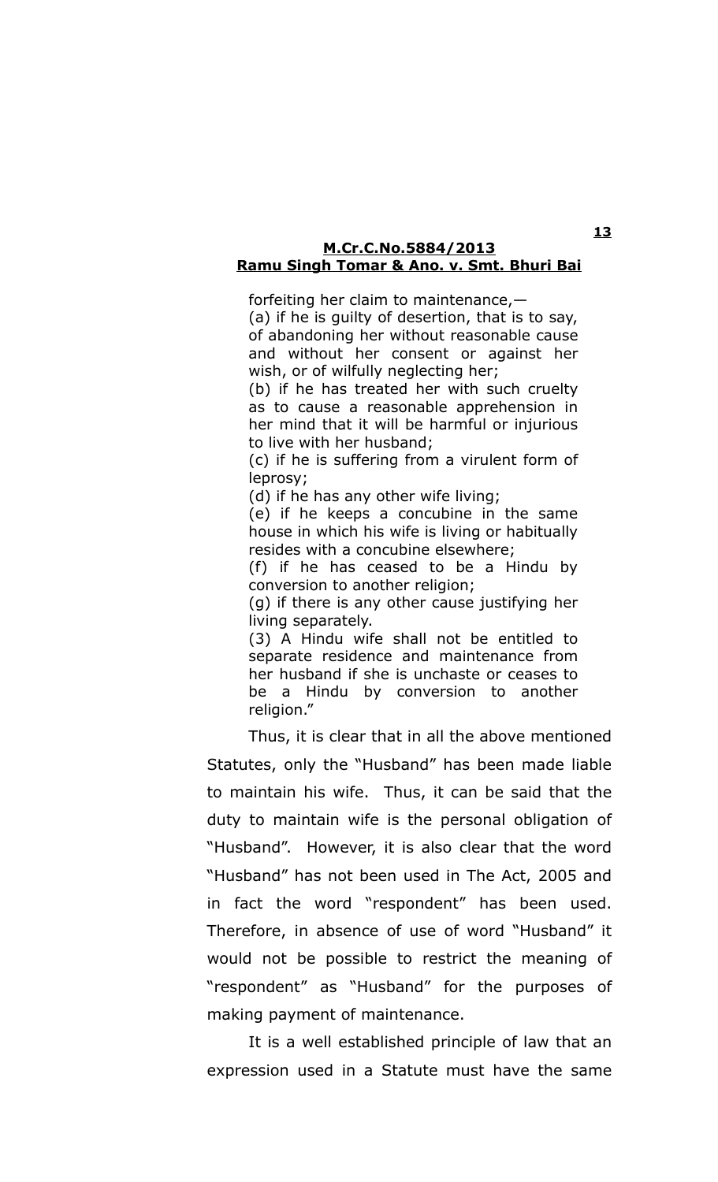forfeiting her claim to maintenance,—

(a) if he is guilty of desertion, that is to say, of abandoning her without reasonable cause and without her consent or against her wish, or of wilfully neglecting her;

(b) if he has treated her with such cruelty as to cause a reasonable apprehension in her mind that it will be harmful or injurious to live with her husband;

(c) if he is suffering from a virulent form of leprosy;

(d) if he has any other wife living;

(e) if he keeps a concubine in the same house in which his wife is living or habitually resides with a concubine elsewhere;

(f) if he has ceased to be a Hindu by conversion to another religion;

(g) if there is any other cause justifying her living separately.

(3) A Hindu wife shall not be entitled to separate residence and maintenance from her husband if she is unchaste or ceases to be a Hindu by conversion to another religion."

Thus, it is clear that in all the above mentioned Statutes, only the "Husband" has been made liable to maintain his wife. Thus, it can be said that the duty to maintain wife is the personal obligation of "Husband". However, it is also clear that the word "Husband" has not been used in The Act, 2005 and in fact the word "respondent" has been used. Therefore, in absence of use of word "Husband" it would not be possible to restrict the meaning of "respondent" as "Husband" for the purposes of making payment of maintenance.

It is a well established principle of law that an expression used in a Statute must have the same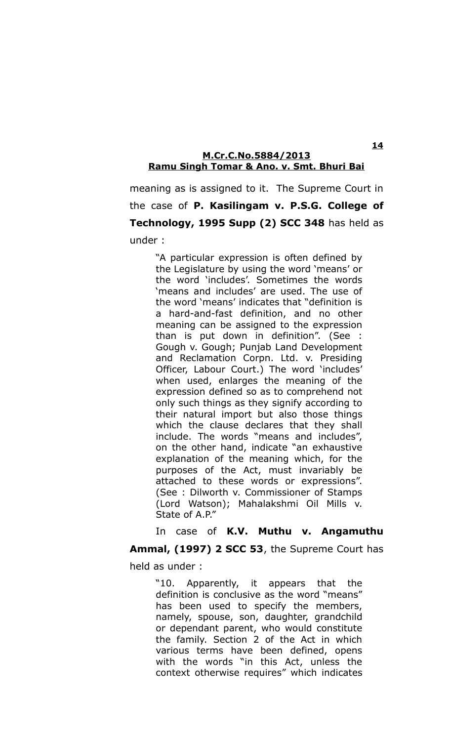meaning as is assigned to it. The Supreme Court in the case of **P. Kasilingam v. P.S.G. College of Technology, 1995 Supp (2) SCC 348** has held as under :

> "A particular expression is often defined by the Legislature by using the word 'means' or the word 'includes'. Sometimes the words 'means and includes' are used. The use of the word 'means' indicates that "definition is a hard-and-fast definition, and no other meaning can be assigned to the expression than is put down in definition". (See : Gough v. Gough; Punjab Land Development and Reclamation Corpn. Ltd. v. Presiding Officer, Labour Court.) The word 'includes' when used, enlarges the meaning of the expression defined so as to comprehend not only such things as they signify according to their natural import but also those things which the clause declares that they shall include. The words "means and includes", on the other hand, indicate "an exhaustive explanation of the meaning which, for the purposes of the Act, must invariably be attached to these words or expressions". (See : Dilworth v. Commissioner of Stamps (Lord Watson); Mahalakshmi Oil Mills v. State of A.P."

In case of **K.V. Muthu v. Angamuthu Ammal, (1997) 2 SCC 53**, the Supreme Court has held as under :

> "10. Apparently, it appears that the definition is conclusive as the word "means" has been used to specify the members, namely, spouse, son, daughter, grandchild or dependant parent, who would constitute the family. Section 2 of the Act in which various terms have been defined, opens with the words "in this Act, unless the context otherwise requires" which indicates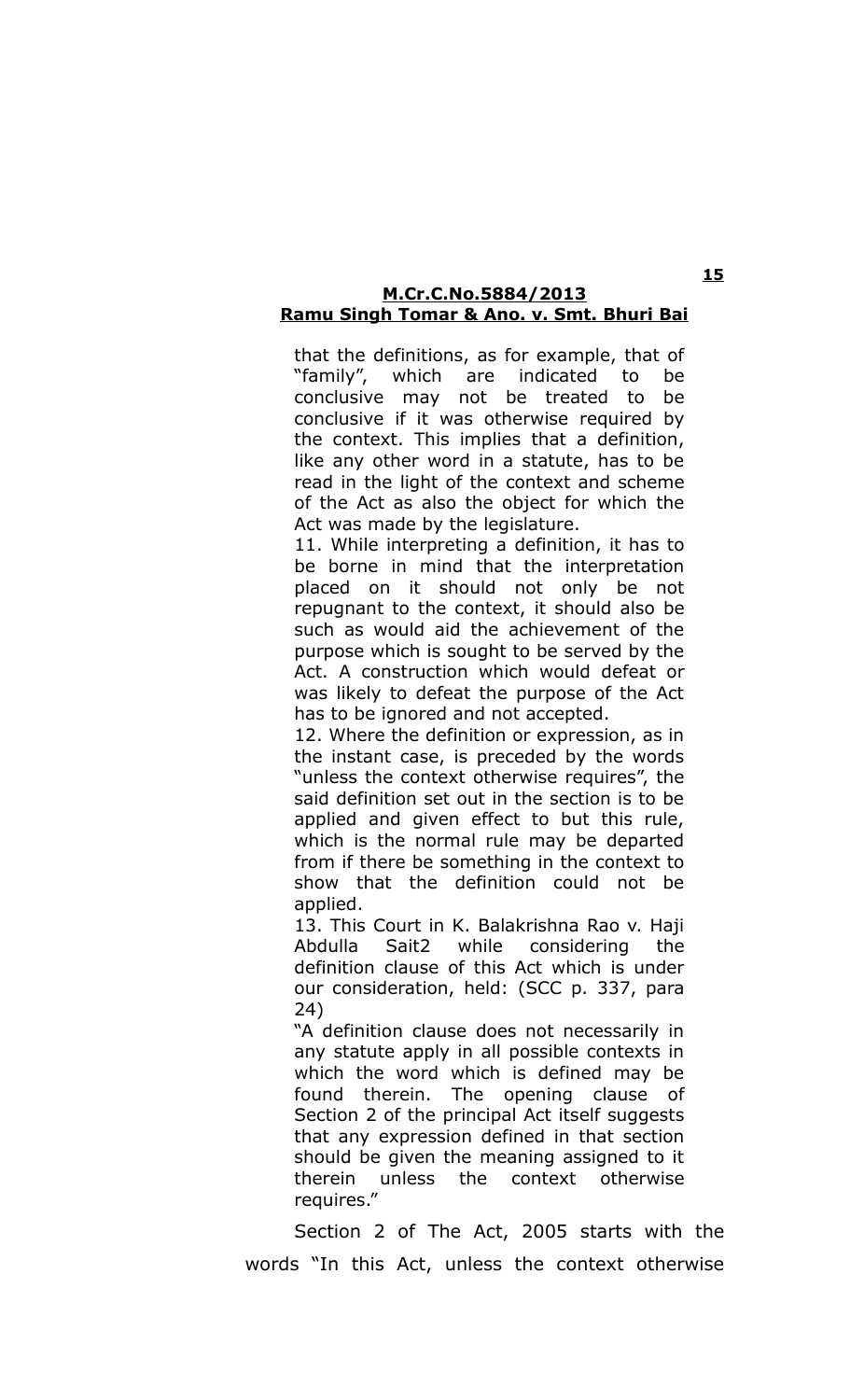that the definitions, as for example, that of "family", which are indicated to be conclusive may not be treated to be conclusive if it was otherwise required by the context. This implies that a definition, like any other word in a statute, has to be read in the light of the context and scheme of the Act as also the object for which the Act was made by the legislature.

> 11. While interpreting a definition, it has to be borne in mind that the interpretation placed on it should not only be not repugnant to the context, it should also be such as would aid the achievement of the purpose which is sought to be served by the Act. A construction which would defeat or was likely to defeat the purpose of the Act has to be ignored and not accepted.
>
> 12. Where the definition or expression, as in the instant case, is preceded by the words "unless the context otherwise requires", the said definition set out in the section is to be applied and given effect to but this rule, which is the normal rule may be departed from if there be something in the context to show that the definition could not be applied.
>
> 13. This Court in K. Balakrishna Rao v. Haji Abdulla Sait2 while considering the definition clause of this Act which is under our consideration, held: (SCC p. 337, para 24)
>
> "A definition clause does not necessarily in any statute apply in all possible contexts in which the word which is defined may be found therein. The opening clause of Section 2 of the principal Act itself suggests that any expression defined in that section should be given the meaning assigned to it therein unless the context otherwise requires."

Section 2 of The Act, 2005 starts with the words "In this Act, unless the context otherwise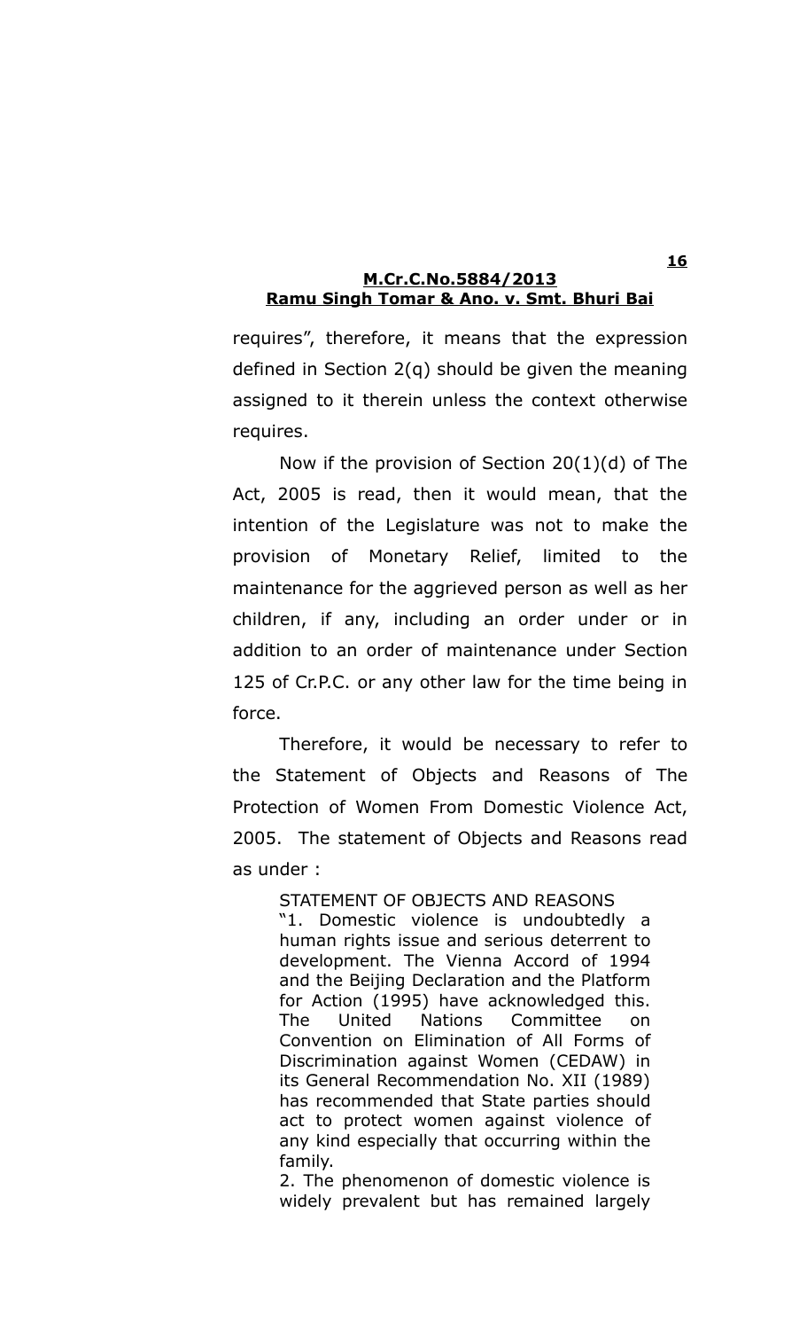requires", therefore, it means that the expression defined in Section 2(q) should be given the meaning assigned to it therein unless the context otherwise requires.

Now if the provision of Section 20(1)(d) of The Act, 2005 is read, then it would mean, that the intention of the Legislature was not to make the provision of Monetary Relief, limited to the maintenance for the aggrieved person as well as her children, if any, including an order under or in addition to an order of maintenance under Section 125 of Cr.P.C. or any other law for the time being in force.

Therefore, it would be necessary to refer to the Statement of Objects and Reasons of The Protection of Women From Domestic Violence Act, 2005. The statement of Objects and Reasons read as under :

> STATEMENT OF OBJECTS AND REASONS
>
> "1. Domestic violence is undoubtedly a human rights issue and serious deterrent to development. The Vienna Accord of 1994 and the Beijing Declaration and the Platform for Action (1995) have acknowledged this. The United Nations Committee on Convention on Elimination of All Forms of Discrimination against Women (CEDAW) in its General Recommendation No. XII (1989) has recommended that State parties should act to protect women against violence of any kind especially that occurring within the family.
>
> 2. The phenomenon of domestic violence is widely prevalent but has remained largely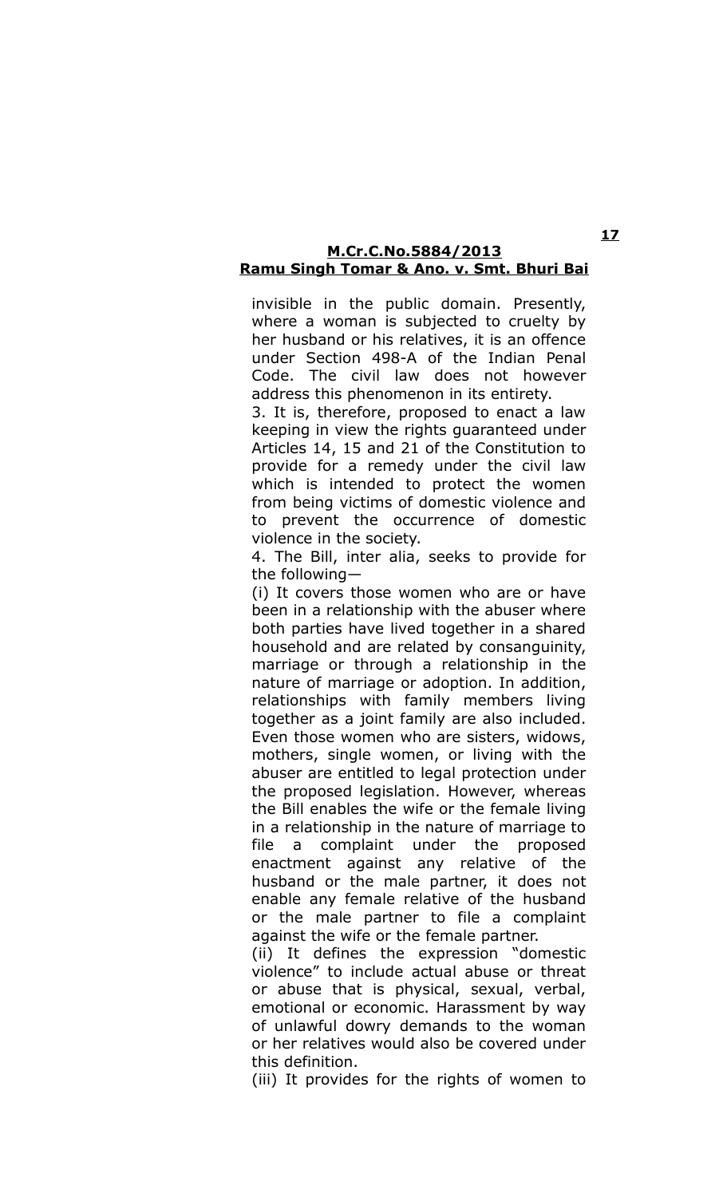invisible in the public domain. Presently, where a woman is subjected to cruelty by her husband or his relatives, it is an offence under Section 498-A of the Indian Penal Code. The civil law does not however address this phenomenon in its entirety.

3. It is, therefore, proposed to enact a law keeping in view the rights guaranteed under Articles 14, 15 and 21 of the Constitution to provide for a remedy under the civil law which is intended to protect the women from being victims of domestic violence and to prevent the occurrence of domestic violence in the society.

4. The Bill, inter alia, seeks to provide for the following—

(i) It covers those women who are or have been in a relationship with the abuser where both parties have lived together in a shared household and are related by consanguinity, marriage or through a relationship in the nature of marriage or adoption. In addition, relationships with family members living together as a joint family are also included. Even those women who are sisters, widows, mothers, single women, or living with the abuser are entitled to legal protection under the proposed legislation. However, whereas the Bill enables the wife or the female living in a relationship in the nature of marriage to file a complaint under the proposed enactment against any relative of the husband or the male partner, it does not enable any female relative of the husband or the male partner to file a complaint against the wife or the female partner.

(ii) It defines the expression "domestic violence" to include actual abuse or threat or abuse that is physical, sexual, verbal, emotional or economic. Harassment by way of unlawful dowry demands to the woman or her relatives would also be covered under this definition.

(iii) It provides for the rights of women to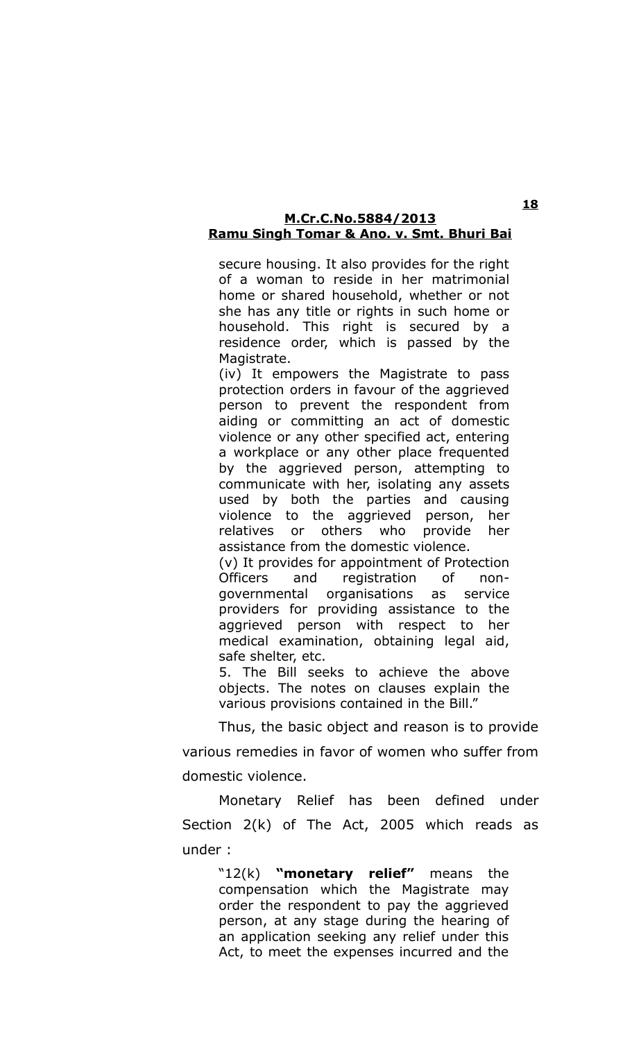> secure housing. It also provides for the right of a woman to reside in her matrimonial home or shared household, whether or not she has any title or rights in such home or household. This right is secured by a residence order, which is passed by the Magistrate.
>
> (iv) It empowers the Magistrate to pass protection orders in favour of the aggrieved person to prevent the respondent from aiding or committing an act of domestic violence or any other specified act, entering a workplace or any other place frequented by the aggrieved person, attempting to communicate with her, isolating any assets used by both the parties and causing violence to the aggrieved person, her relatives or others who provide her assistance from the domestic violence.
>
> (v) It provides for appointment of Protection Officers and registration of non-governmental organisations as service providers for providing assistance to the aggrieved person with respect to her medical examination, obtaining legal aid, safe shelter, etc.
>
> 5. The Bill seeks to achieve the above objects. The notes on clauses explain the various provisions contained in the Bill."

Thus, the basic object and reason is to provide various remedies in favor of women who suffer from domestic violence.

Monetary Relief has been defined under Section 2(k) of The Act, 2005 which reads as under :

> "12(k) **"monetary relief"** means the compensation which the Magistrate may order the respondent to pay the aggrieved person, at any stage during the hearing of an application seeking any relief under this Act, to meet the expenses incurred and the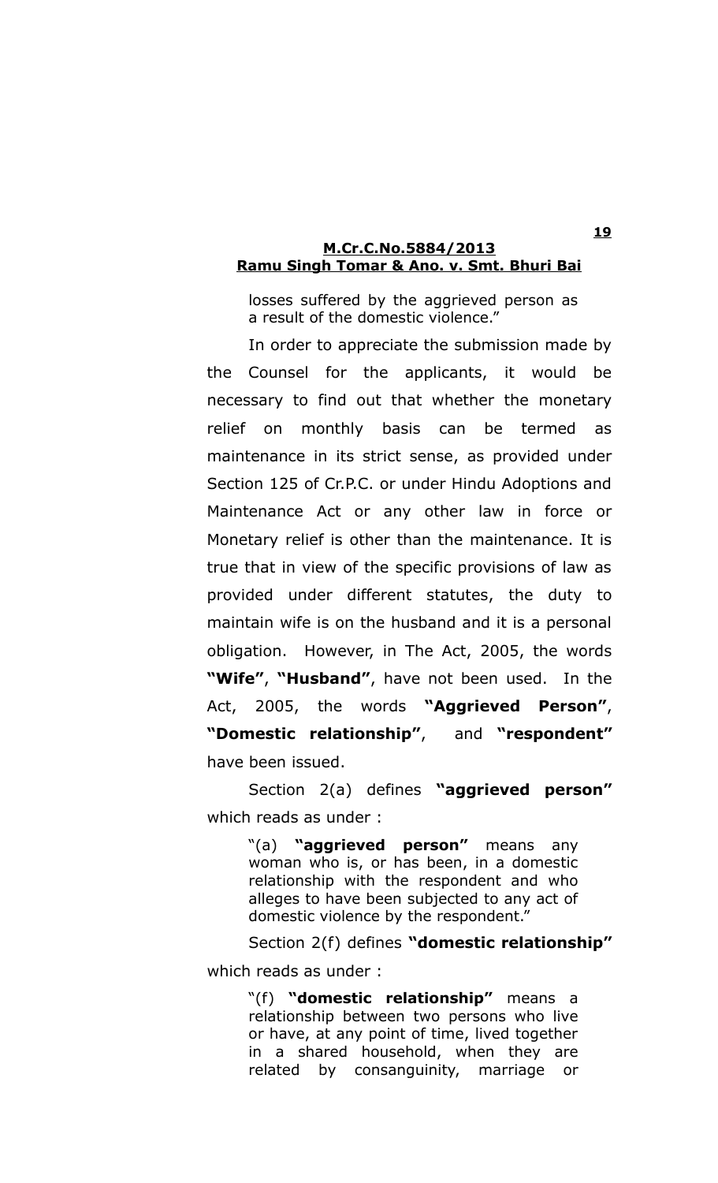losses suffered by the aggrieved person as a result of the domestic violence."

In order to appreciate the submission made by the Counsel for the applicants, it would be necessary to find out that whether the monetary relief on monthly basis can be termed as maintenance in its strict sense, as provided under Section 125 of Cr.P.C. or under Hindu Adoptions and Maintenance Act or any other law in force or Monetary relief is other than the maintenance. It is true that in view of the specific provisions of law as provided under different statutes, the duty to maintain wife is on the husband and it is a personal obligation. However, in The Act, 2005, the words **"Wife"**, **"Husband"**, have not been used. In the Act, 2005, the words **"Aggrieved Person"**, **"Domestic relationship"**, and **"respondent"** have been issued.

Section 2(a) defines **"aggrieved person"** which reads as under :

> "(a) **"aggrieved person"** means any woman who is, or has been, in a domestic relationship with the respondent and who alleges to have been subjected to any act of domestic violence by the respondent."

Section 2(f) defines **"domestic relationship"** which reads as under :

> "(f) **"domestic relationship"** means a relationship between two persons who live or have, at any point of time, lived together in a shared household, when they are related by consanguinity, marriage or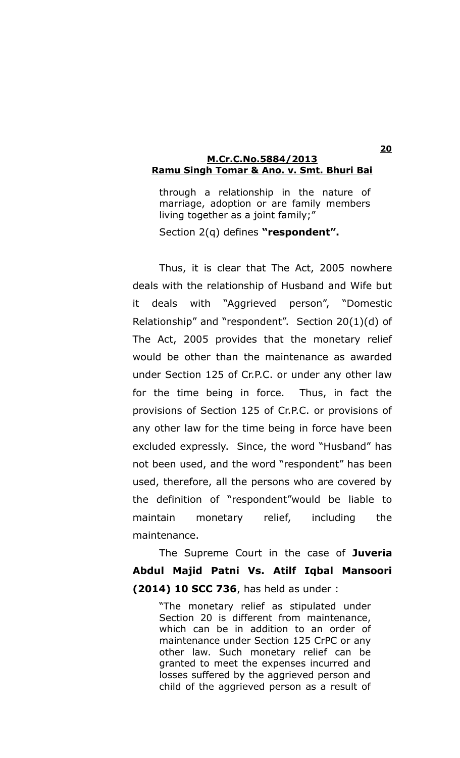through a relationship in the nature of marriage, adoption or are family members living together as a joint family;"

Section 2(q) defines **"respondent".**

Thus, it is clear that The Act, 2005 nowhere deals with the relationship of Husband and Wife but it deals with "Aggrieved person", "Domestic Relationship" and "respondent". Section 20(1)(d) of The Act, 2005 provides that the monetary relief would be other than the maintenance as awarded under Section 125 of Cr.P.C. or under any other law for the time being in force. Thus, in fact the provisions of Section 125 of Cr.P.C. or provisions of any other law for the time being in force have been excluded expressly. Since, the word "Husband" has not been used, and the word "respondent" has been used, therefore, all the persons who are covered by the definition of "respondent"would be liable to maintain monetary relief, including the maintenance.

The Supreme Court in the case of **Juveria Abdul Majid Patni Vs. Atilf Iqbal Mansoori (2014) 10 SCC 736**, has held as under :

> "The monetary relief as stipulated under Section 20 is different from maintenance, which can be in addition to an order of maintenance under Section 125 CrPC or any other law. Such monetary relief can be granted to meet the expenses incurred and losses suffered by the aggrieved person and child of the aggrieved person as a result of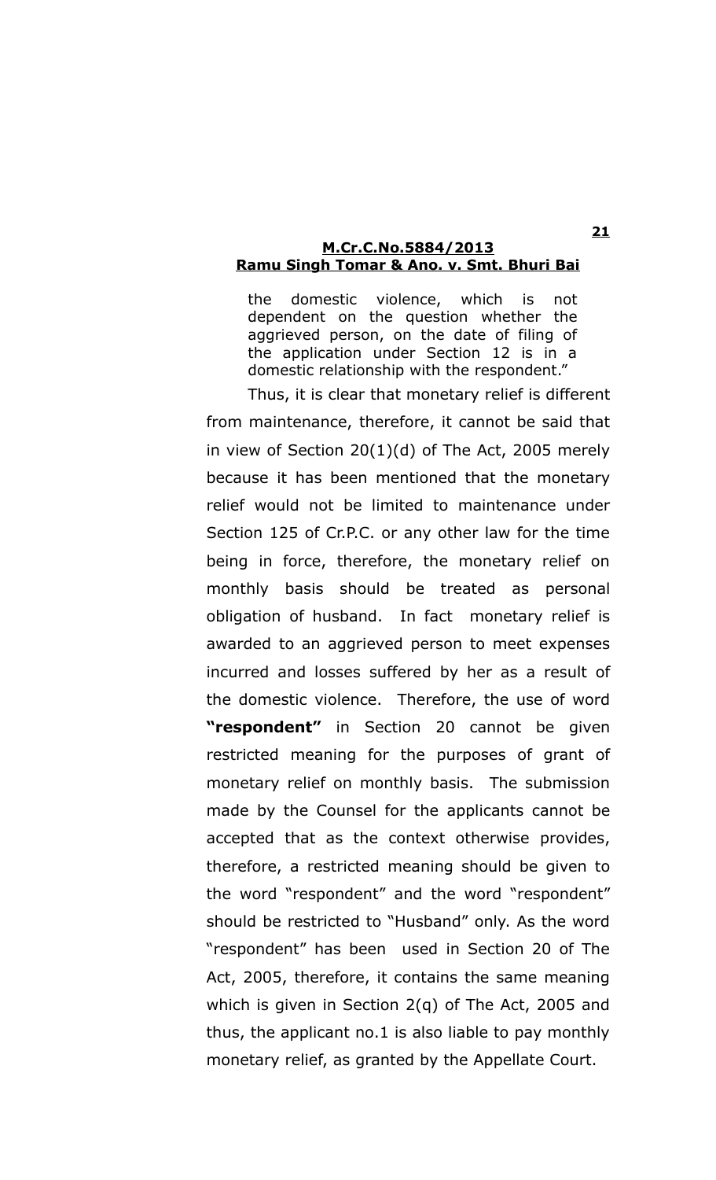> the domestic violence, which is not dependent on the question whether the aggrieved person, on the date of filing of the application under Section 12 is in a domestic relationship with the respondent."

Thus, it is clear that monetary relief is different from maintenance, therefore, it cannot be said that in view of Section 20(1)(d) of The Act, 2005 merely because it has been mentioned that the monetary relief would not be limited to maintenance under Section 125 of Cr.P.C. or any other law for the time being in force, therefore, the monetary relief on monthly basis should be treated as personal obligation of husband. In fact monetary relief is awarded to an aggrieved person to meet expenses incurred and losses suffered by her as a result of the domestic violence. Therefore, the use of word **"respondent"** in Section 20 cannot be given restricted meaning for the purposes of grant of monetary relief on monthly basis. The submission made by the Counsel for the applicants cannot be accepted that as the context otherwise provides, therefore, a restricted meaning should be given to the word "respondent" and the word "respondent" should be restricted to "Husband" only. As the word "respondent" has been used in Section 20 of The Act, 2005, therefore, it contains the same meaning which is given in Section 2(q) of The Act, 2005 and thus, the applicant no.1 is also liable to pay monthly monetary relief, as granted by the Appellate Court.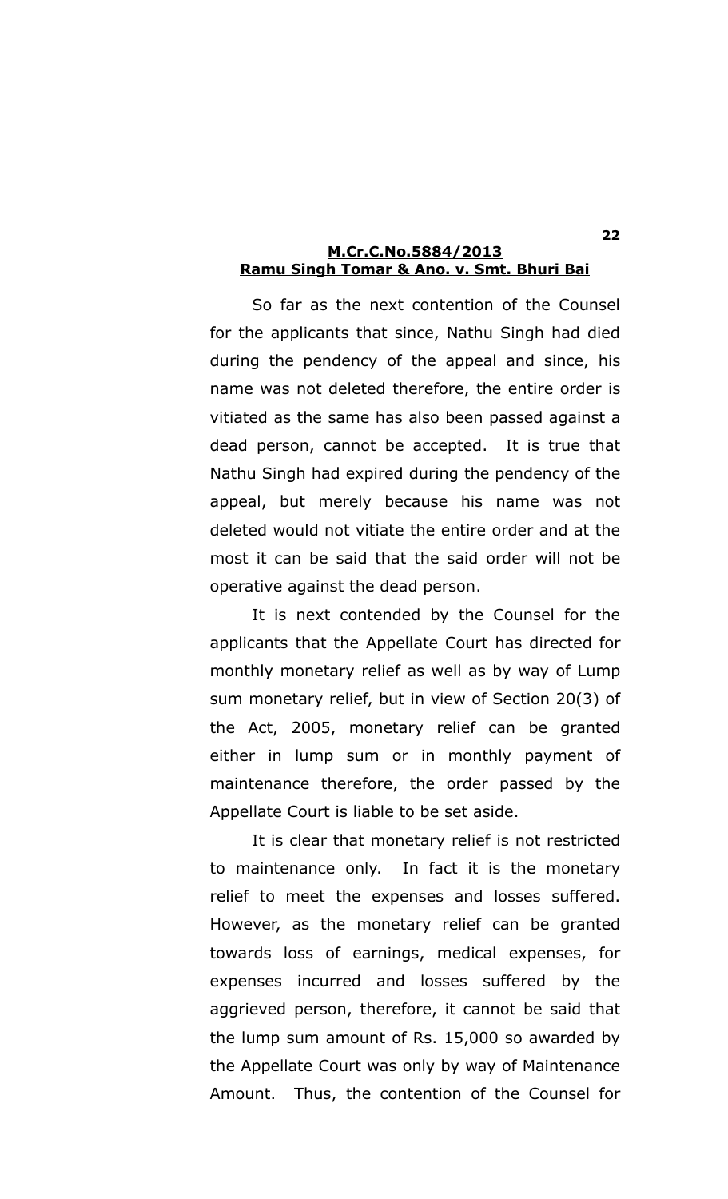So far as the next contention of the Counsel for the applicants that since, Nathu Singh had died during the pendency of the appeal and since, his name was not deleted therefore, the entire order is vitiated as the same has also been passed against a dead person, cannot be accepted. It is true that Nathu Singh had expired during the pendency of the appeal, but merely because his name was not deleted would not vitiate the entire order and at the most it can be said that the said order will not be operative against the dead person.

It is next contended by the Counsel for the applicants that the Appellate Court has directed for monthly monetary relief as well as by way of Lump sum monetary relief, but in view of Section 20(3) of the Act, 2005, monetary relief can be granted either in lump sum or in monthly payment of maintenance therefore, the order passed by the Appellate Court is liable to be set aside.

It is clear that monetary relief is not restricted to maintenance only. In fact it is the monetary relief to meet the expenses and losses suffered. However, as the monetary relief can be granted towards loss of earnings, medical expenses, for expenses incurred and losses suffered by the aggrieved person, therefore, it cannot be said that the lump sum amount of Rs. 15,000 so awarded by the Appellate Court was only by way of Maintenance Amount. Thus, the contention of the Counsel for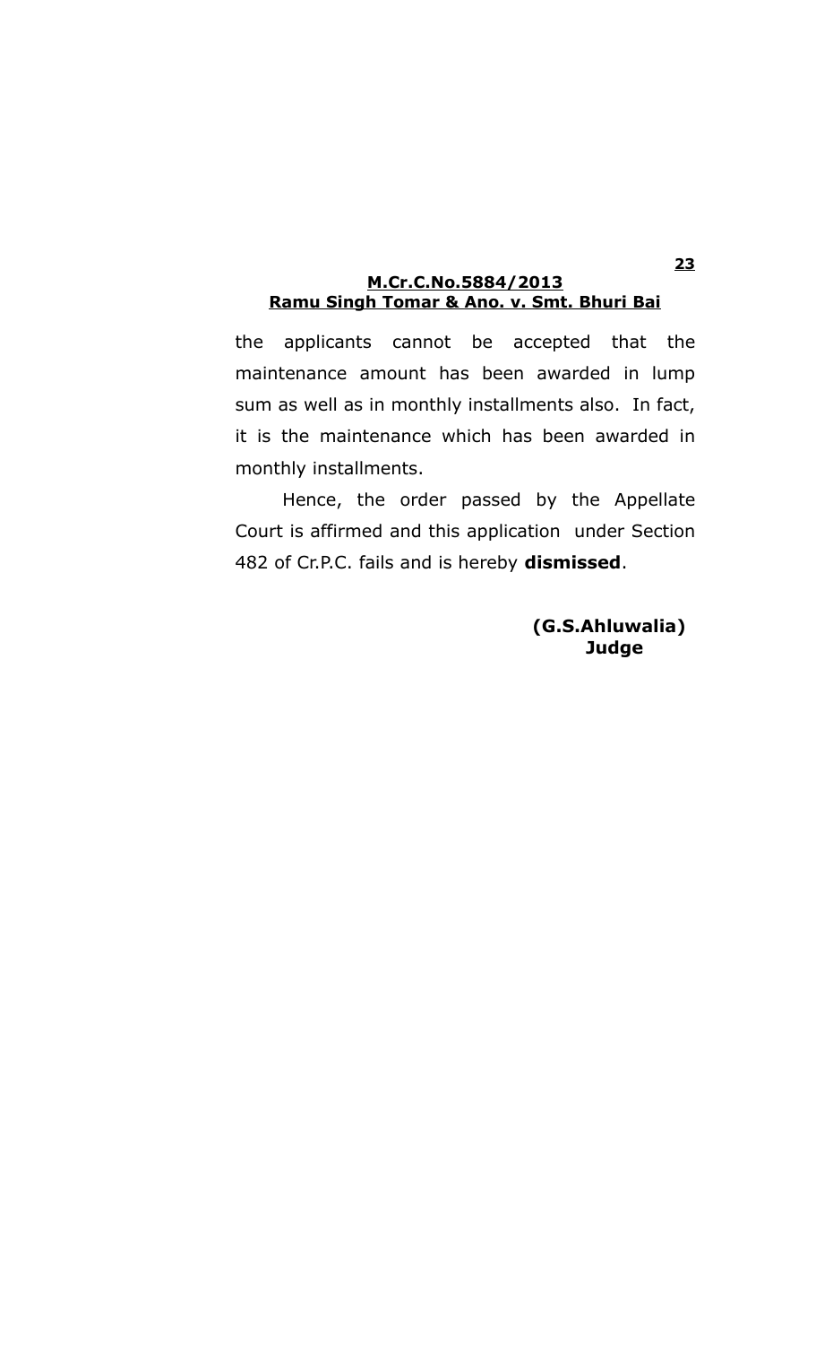the applicants cannot be accepted that the maintenance amount has been awarded in lump sum as well as in monthly installments also. In fact, it is the maintenance which has been awarded in monthly installments.

Hence, the order passed by the Appellate Court is affirmed and this application under Section 482 of Cr.P.C. fails and is hereby **dismissed**.

**(G.S.Ahluwalia)**
**Judge**